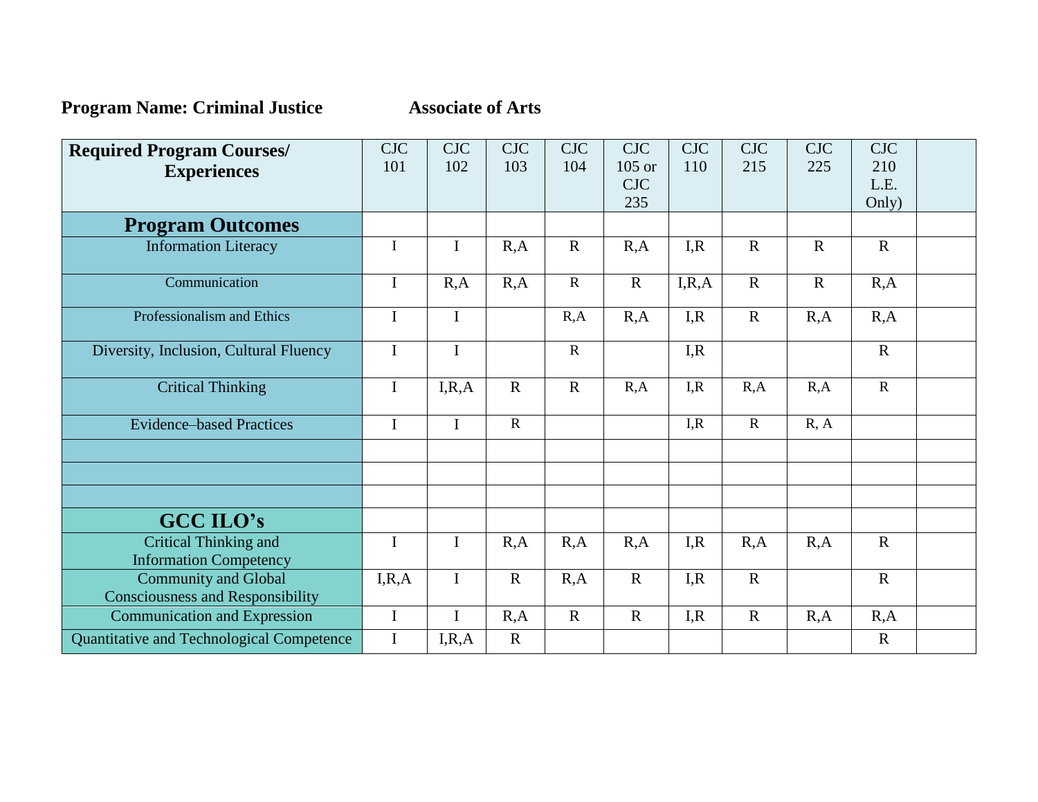**Program Name: Criminal Justice** **Associate of Arts**

| **Required Program Courses/ Experiences** | CJC 101 | CJC 102 | CJC 103 | CJC 104 | CJC 105 or CJC 235 | CJC 110 | CJC 215 | CJC 225 | CJC 210 L.E. Only) | |
|---|---|---|---|---|---|---|---|---|---|---|
| **Program Outcomes** | | | | | | | | | | |
| Information Literacy | I | I | R,A | R | R,A | I,R | R | R | R | |
| Communication | I | R,A | R,A | R | R | I,R,A | R | R | R,A | |
| Professionalism and Ethics | I | I | | R,A | R,A | I,R | R | R,A | R,A | |
| Diversity, Inclusion, Cultural Fluency | I | I | | R | | I,R | | | R | |
| Critical Thinking | I | I,R,A | R | R | R,A | I,R | R,A | R,A | R | |
| Evidence–based Practices | I | I | R | | | I,R | R | R, A | | |
| | | | | | | | | | | |
| | | | | | | | | | | |
| | | | | | | | | | | |
| **GCC ILO's** | | | | | | | | | | |
| Critical Thinking and Information Competency | I | I | R,A | R,A | R,A | I,R | R,A | R,A | R | |
| Community and Global Consciousness and Responsibility | I,R,A | I | R | R,A | R | I,R | R | | R | |
| Communication and Expression | I | I | R,A | R | R | I,R | R | R,A | R,A | |
| Quantitative and Technological Competence | I | I,R,A | R | | | | | | R | |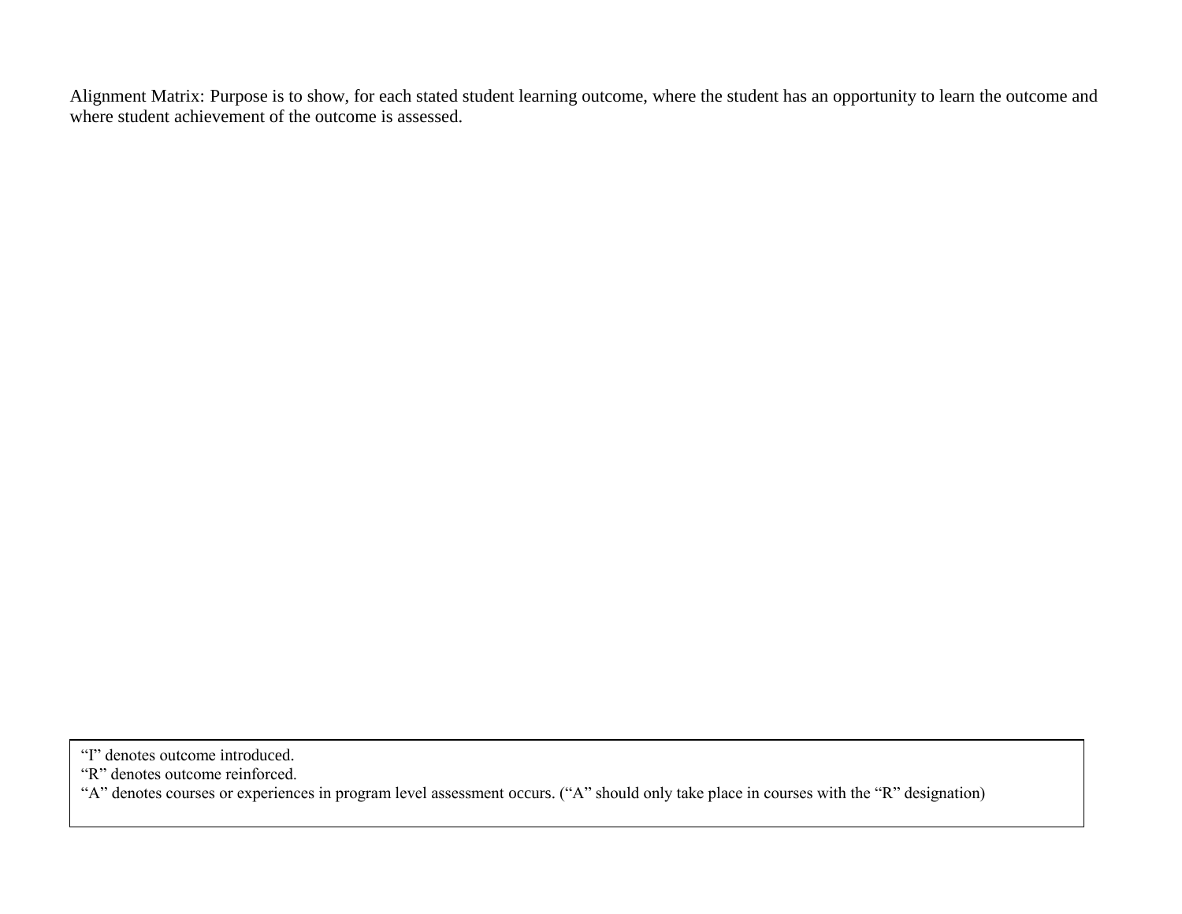Alignment Matrix: Purpose is to show, for each stated student learning outcome, where the student has an opportunity to learn the outcome and where student achievement of the outcome is assessed.

“I” denotes outcome introduced.
“R” denotes outcome reinforced.
“A” denotes courses or experiences in program level assessment occurs. (“A” should only take place in courses with the “R” designation)